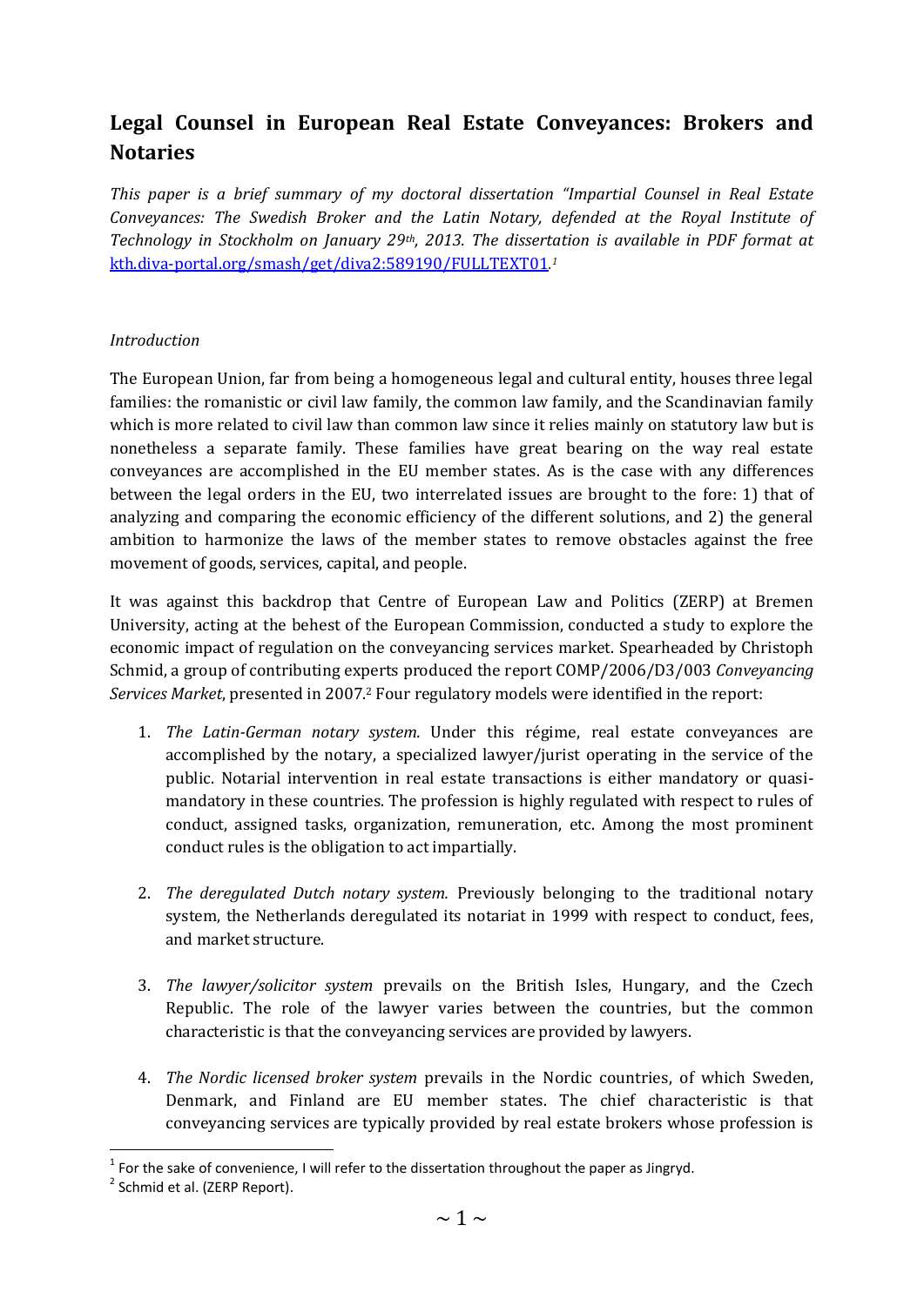# Legal Counsel in European Real Estate Conveyances: Brokers and Notaries

*This paper is a brief summary of my doctoral dissertation "Impartial Counsel in Real Estate Conveyances: The Swedish Broker and the Latin Notary, defended at the Royal Institute of Technology in Stockholm on January 29th, 2013. The dissertation is available in PDF format at* [kth.diva-portal.org/smash/get/diva2:589190/FULLTEXT01](kth.diva-portal.org/smash/get/diva2:589190/FULLTEXT01)*.*[1]

*Introduction*

The European Union, far from being a homogeneous legal and cultural entity, houses three legal families: the romanistic or civil law family, the common law family, and the Scandinavian family which is more related to civil law than common law since it relies mainly on statutory law but is nonetheless a separate family. These families have great bearing on the way real estate conveyances are accomplished in the EU member states. As is the case with any differences between the legal orders in the EU, two interrelated issues are brought to the fore: 1) that of analyzing and comparing the economic efficiency of the different solutions, and 2) the general ambition to harmonize the laws of the member states to remove obstacles against the free movement of goods, services, capital, and people.

It was against this backdrop that Centre of European Law and Politics (ZERP) at Bremen University, acting at the behest of the European Commission, conducted a study to explore the economic impact of regulation on the conveyancing services market. Spearheaded by Christoph Schmid, a group of contributing experts produced the report COMP/2006/D3/003 *Conveyancing Services Market*, presented in 2007.[2] Four regulatory models were identified in the report:

1. *The Latin-German notary system.* Under this régime, real estate conveyances are accomplished by the notary, a specialized lawyer/jurist operating in the service of the public. Notarial intervention in real estate transactions is either mandatory or quasi-mandatory in these countries. The profession is highly regulated with respect to rules of conduct, assigned tasks, organization, remuneration, etc. Among the most prominent conduct rules is the obligation to act impartially.

2. *The deregulated Dutch notary system.* Previously belonging to the traditional notary system, the Netherlands deregulated its notariat in 1999 with respect to conduct, fees, and market structure.

3. *The lawyer/solicitor system* prevails on the British Isles, Hungary, and the Czech Republic. The role of the lawyer varies between the countries, but the common characteristic is that the conveyancing services are provided by lawyers.

4. *The Nordic licensed broker system* prevails in the Nordic countries, of which Sweden, Denmark, and Finland are EU member states. The chief characteristic is that conveyancing services are typically provided by real estate brokers whose profession is

[1] For the sake of convenience, I will refer to the dissertation throughout the paper as Jingryd.

[2] Schmid et al. (ZERP Report).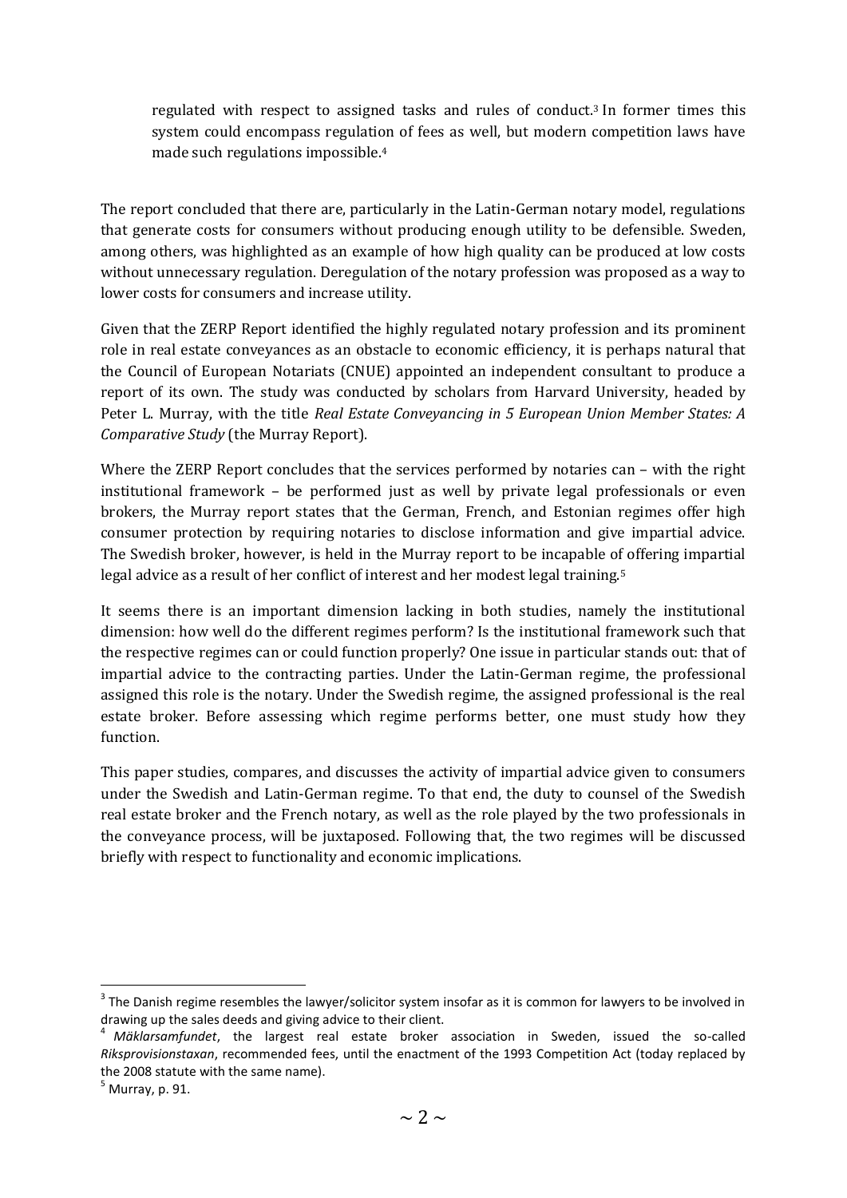regulated with respect to assigned tasks and rules of conduct.[3] In former times this system could encompass regulation of fees as well, but modern competition laws have made such regulations impossible.[4]

The report concluded that there are, particularly in the Latin-German notary model, regulations that generate costs for consumers without producing enough utility to be defensible. Sweden, among others, was highlighted as an example of how high quality can be produced at low costs without unnecessary regulation. Deregulation of the notary profession was proposed as a way to lower costs for consumers and increase utility.

Given that the ZERP Report identified the highly regulated notary profession and its prominent role in real estate conveyances as an obstacle to economic efficiency, it is perhaps natural that the Council of European Notariats (CNUE) appointed an independent consultant to produce a report of its own. The study was conducted by scholars from Harvard University, headed by Peter L. Murray, with the title *Real Estate Conveyancing in 5 European Union Member States: A Comparative Study* (the Murray Report).

Where the ZERP Report concludes that the services performed by notaries can – with the right institutional framework – be performed just as well by private legal professionals or even brokers, the Murray report states that the German, French, and Estonian regimes offer high consumer protection by requiring notaries to disclose information and give impartial advice. The Swedish broker, however, is held in the Murray report to be incapable of offering impartial legal advice as a result of her conflict of interest and her modest legal training.[5]

It seems there is an important dimension lacking in both studies, namely the institutional dimension: how well do the different regimes perform? Is the institutional framework such that the respective regimes can or could function properly? One issue in particular stands out: that of impartial advice to the contracting parties. Under the Latin-German regime, the professional assigned this role is the notary. Under the Swedish regime, the assigned professional is the real estate broker. Before assessing which regime performs better, one must study how they function.

This paper studies, compares, and discusses the activity of impartial advice given to consumers under the Swedish and Latin-German regime. To that end, the duty to counsel of the Swedish real estate broker and the French notary, as well as the role played by the two professionals in the conveyance process, will be juxtaposed. Following that, the two regimes will be discussed briefly with respect to functionality and economic implications.

---

[3] The Danish regime resembles the lawyer/solicitor system insofar as it is common for lawyers to be involved in drawing up the sales deeds and giving advice to their client.

[4] *Mäklarsamfundet*, the largest real estate broker association in Sweden, issued the so-called *Riksprovisionstaxan*, recommended fees, until the enactment of the 1993 Competition Act (today replaced by the 2008 statute with the same name).

[5] Murray, p. 91.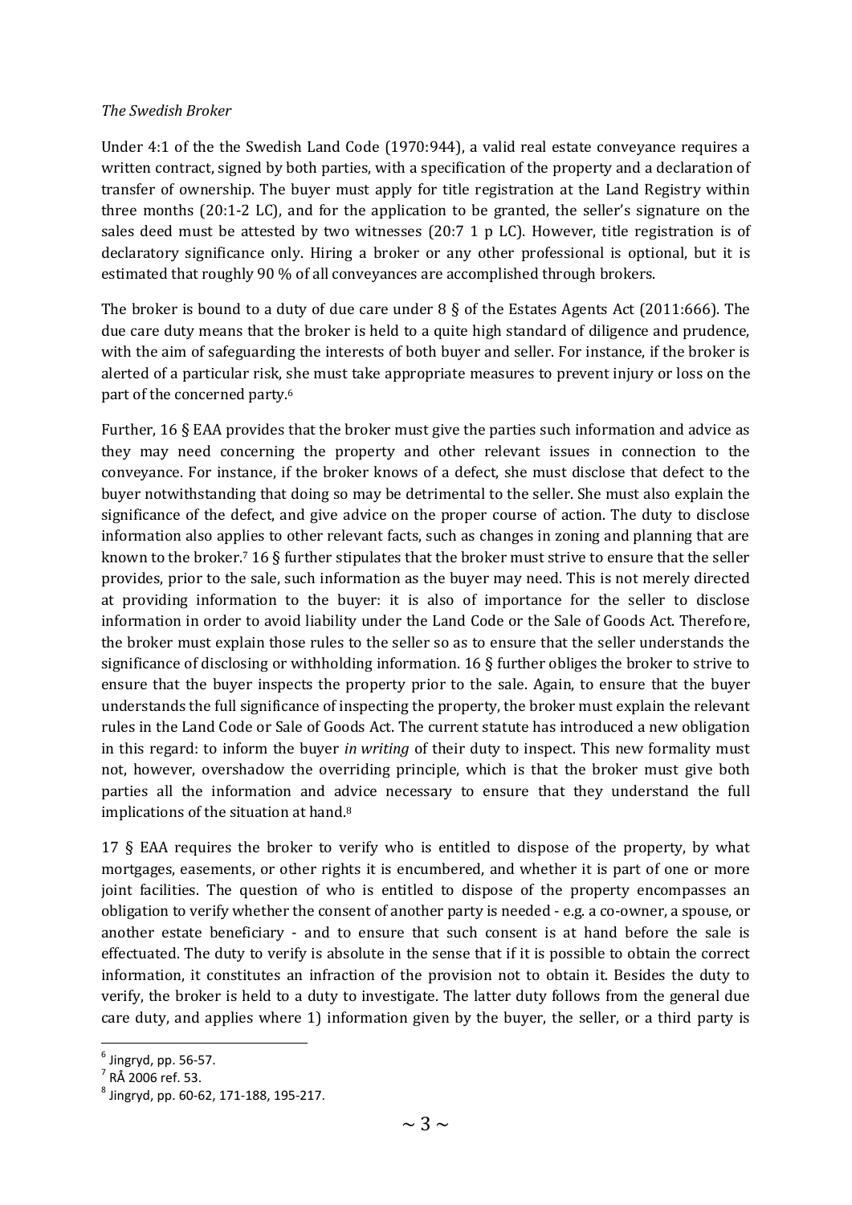*The Swedish Broker*

Under 4:1 of the the Swedish Land Code (1970:944), a valid real estate conveyance requires a written contract, signed by both parties, with a specification of the property and a declaration of transfer of ownership. The buyer must apply for title registration at the Land Registry within three months (20:1-2 LC), and for the application to be granted, the seller's signature on the sales deed must be attested by two witnesses (20:7 1 p LC). However, title registration is of declaratory significance only. Hiring a broker or any other professional is optional, but it is estimated that roughly 90 % of all conveyances are accomplished through brokers.

The broker is bound to a duty of due care under 8 § of the Estates Agents Act (2011:666). The due care duty means that the broker is held to a quite high standard of diligence and prudence, with the aim of safeguarding the interests of both buyer and seller. For instance, if the broker is alerted of a particular risk, she must take appropriate measures to prevent injury or loss on the part of the concerned party.[6]

Further, 16 § EAA provides that the broker must give the parties such information and advice as they may need concerning the property and other relevant issues in connection to the conveyance. For instance, if the broker knows of a defect, she must disclose that defect to the buyer notwithstanding that doing so may be detrimental to the seller. She must also explain the significance of the defect, and give advice on the proper course of action. The duty to disclose information also applies to other relevant facts, such as changes in zoning and planning that are known to the broker.[7] 16 § further stipulates that the broker must strive to ensure that the seller provides, prior to the sale, such information as the buyer may need. This is not merely directed at providing information to the buyer: it is also of importance for the seller to disclose information in order to avoid liability under the Land Code or the Sale of Goods Act. Therefore, the broker must explain those rules to the seller so as to ensure that the seller understands the significance of disclosing or withholding information. 16 § further obliges the broker to strive to ensure that the buyer inspects the property prior to the sale. Again, to ensure that the buyer understands the full significance of inspecting the property, the broker must explain the relevant rules in the Land Code or Sale of Goods Act. The current statute has introduced a new obligation in this regard: to inform the buyer *in writing* of their duty to inspect. This new formality must not, however, overshadow the overriding principle, which is that the broker must give both parties all the information and advice necessary to ensure that they understand the full implications of the situation at hand.[8]

17 § EAA requires the broker to verify who is entitled to dispose of the property, by what mortgages, easements, or other rights it is encumbered, and whether it is part of one or more joint facilities. The question of who is entitled to dispose of the property encompasses an obligation to verify whether the consent of another party is needed - e.g. a co-owner, a spouse, or another estate beneficiary - and to ensure that such consent is at hand before the sale is effectuated. The duty to verify is absolute in the sense that if it is possible to obtain the correct information, it constitutes an infraction of the provision not to obtain it. Besides the duty to verify, the broker is held to a duty to investigate. The latter duty follows from the general due care duty, and applies where 1) information given by the buyer, the seller, or a third party is

---

[6] Jingryd, pp. 56-57.
[7] RÅ 2006 ref. 53.
[8] Jingryd, pp. 60-62, 171-188, 195-217.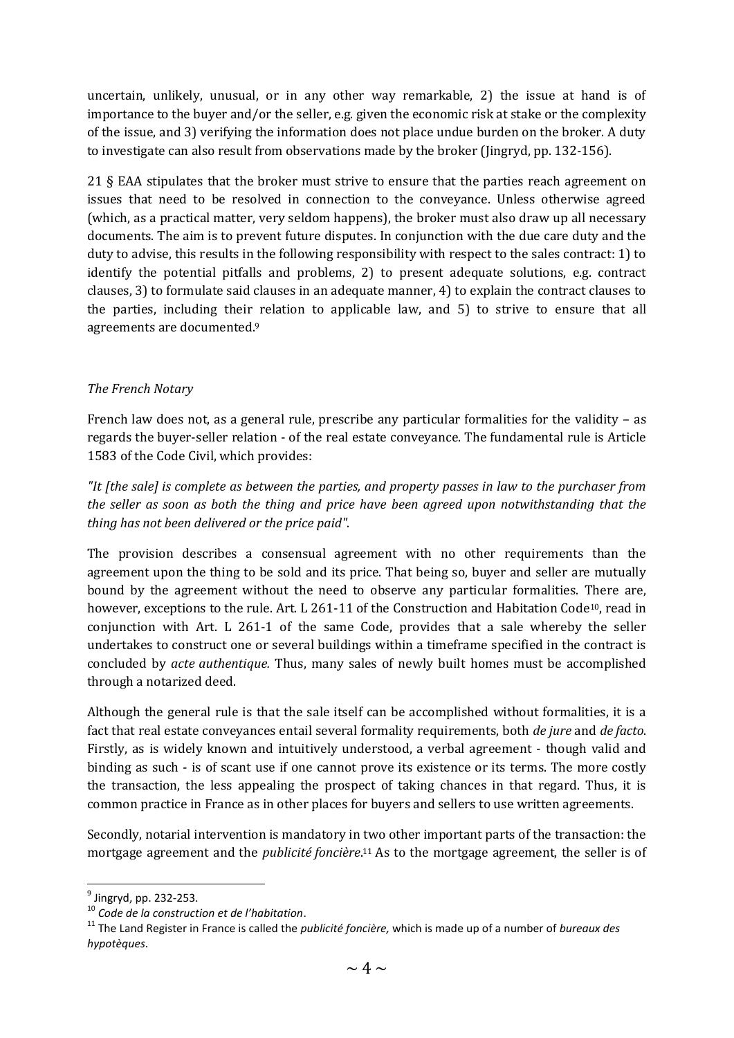uncertain, unlikely, unusual, or in any other way remarkable, 2) the issue at hand is of importance to the buyer and/or the seller, e.g. given the economic risk at stake or the complexity of the issue, and 3) verifying the information does not place undue burden on the broker. A duty to investigate can also result from observations made by the broker (Jingryd, pp. 132-156).

21 § EAA stipulates that the broker must strive to ensure that the parties reach agreement on issues that need to be resolved in connection to the conveyance. Unless otherwise agreed (which, as a practical matter, very seldom happens), the broker must also draw up all necessary documents. The aim is to prevent future disputes. In conjunction with the due care duty and the duty to advise, this results in the following responsibility with respect to the sales contract: 1) to identify the potential pitfalls and problems, 2) to present adequate solutions, e.g. contract clauses, 3) to formulate said clauses in an adequate manner, 4) to explain the contract clauses to the parties, including their relation to applicable law, and 5) to strive to ensure that all agreements are documented.[9]

*The French Notary*

French law does not, as a general rule, prescribe any particular formalities for the validity – as regards the buyer-seller relation - of the real estate conveyance. The fundamental rule is Article 1583 of the Code Civil, which provides:

*"It [the sale] is complete as between the parties, and property passes in law to the purchaser from the seller as soon as both the thing and price have been agreed upon notwithstanding that the thing has not been delivered or the price paid".*

The provision describes a consensual agreement with no other requirements than the agreement upon the thing to be sold and its price. That being so, buyer and seller are mutually bound by the agreement without the need to observe any particular formalities. There are, however, exceptions to the rule. Art. L 261-11 of the Construction and Habitation Code[10], read in conjunction with Art. L 261-1 of the same Code, provides that a sale whereby the seller undertakes to construct one or several buildings within a timeframe specified in the contract is concluded by *acte authentique.* Thus, many sales of newly built homes must be accomplished through a notarized deed.

Although the general rule is that the sale itself can be accomplished without formalities, it is a fact that real estate conveyances entail several formality requirements, both *de jure* and *de facto*. Firstly, as is widely known and intuitively understood, a verbal agreement - though valid and binding as such - is of scant use if one cannot prove its existence or its terms. The more costly the transaction, the less appealing the prospect of taking chances in that regard. Thus, it is common practice in France as in other places for buyers and sellers to use written agreements.

Secondly, notarial intervention is mandatory in two other important parts of the transaction: the mortgage agreement and the *publicité foncière*.[11] As to the mortgage agreement, the seller is of

---

[9] Jingryd, pp. 232-253.

[10] *Code de la construction et de l'habitation*.

[11] The Land Register in France is called the *publicité foncière,* which is made up of a number of *bureaux des hypotèques*.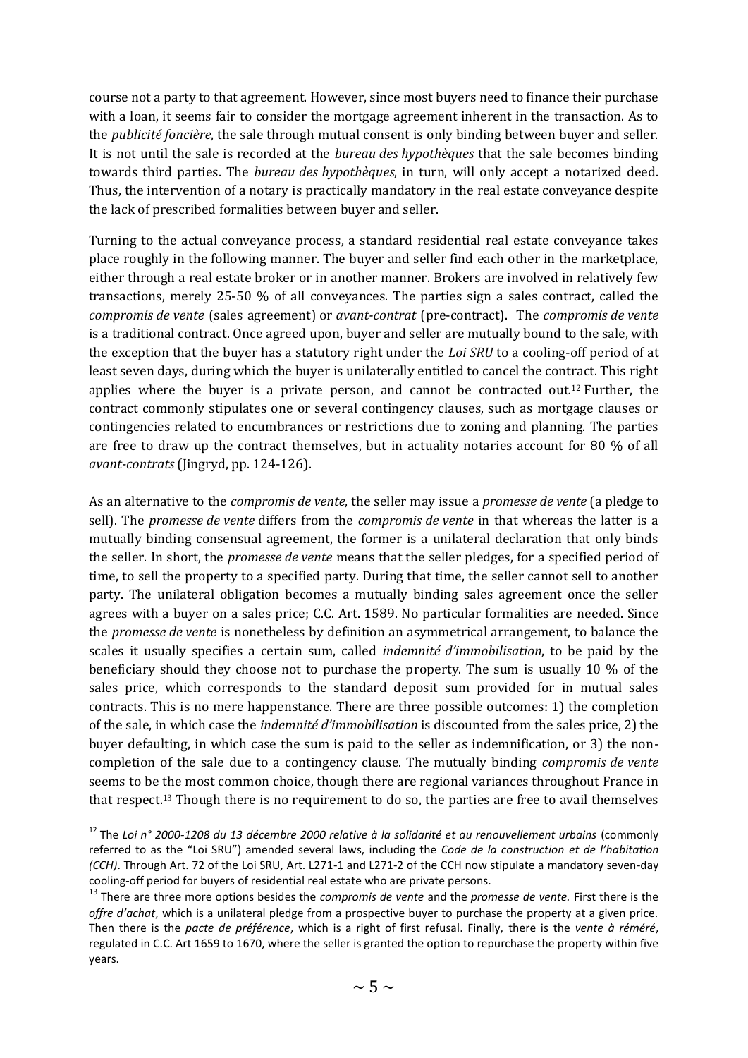course not a party to that agreement. However, since most buyers need to finance their purchase with a loan, it seems fair to consider the mortgage agreement inherent in the transaction. As to the *publicité foncière*, the sale through mutual consent is only binding between buyer and seller. It is not until the sale is recorded at the *bureau des hypothèques* that the sale becomes binding towards third parties. The *bureau des hypothèques*, in turn, will only accept a notarized deed. Thus, the intervention of a notary is practically mandatory in the real estate conveyance despite the lack of prescribed formalities between buyer and seller.

Turning to the actual conveyance process, a standard residential real estate conveyance takes place roughly in the following manner. The buyer and seller find each other in the marketplace, either through a real estate broker or in another manner. Brokers are involved in relatively few transactions, merely 25-50 % of all conveyances. The parties sign a sales contract, called the *compromis de vente* (sales agreement) or *avant-contrat* (pre-contract). The *compromis de vente* is a traditional contract. Once agreed upon, buyer and seller are mutually bound to the sale, with the exception that the buyer has a statutory right under the *Loi SRU* to a cooling-off period of at least seven days, during which the buyer is unilaterally entitled to cancel the contract. This right applies where the buyer is a private person, and cannot be contracted out.[12] Further, the contract commonly stipulates one or several contingency clauses, such as mortgage clauses or contingencies related to encumbrances or restrictions due to zoning and planning. The parties are free to draw up the contract themselves, but in actuality notaries account for 80 % of all *avant-contrats* (Jingryd, pp. 124-126).

As an alternative to the *compromis de vente*, the seller may issue a *promesse de vente* (a pledge to sell). The *promesse de vente* differs from the *compromis de vente* in that whereas the latter is a mutually binding consensual agreement, the former is a unilateral declaration that only binds the seller. In short, the *promesse de vente* means that the seller pledges, for a specified period of time, to sell the property to a specified party. During that time, the seller cannot sell to another party. The unilateral obligation becomes a mutually binding sales agreement once the seller agrees with a buyer on a sales price; C.C. Art. 1589. No particular formalities are needed. Since the *promesse de vente* is nonetheless by definition an asymmetrical arrangement, to balance the scales it usually specifies a certain sum, called *indemnité d'immobilisation*, to be paid by the beneficiary should they choose not to purchase the property. The sum is usually 10 % of the sales price, which corresponds to the standard deposit sum provided for in mutual sales contracts. This is no mere happenstance. There are three possible outcomes: 1) the completion of the sale, in which case the *indemnité d'immobilisation* is discounted from the sales price, 2) the buyer defaulting, in which case the sum is paid to the seller as indemnification, or 3) the non-completion of the sale due to a contingency clause. The mutually binding *compromis de vente* seems to be the most common choice, though there are regional variances throughout France in that respect.[13] Though there is no requirement to do so, the parties are free to avail themselves

---

[12] The *Loi n° 2000-1208 du 13 décembre 2000 relative à la solidarité et au renouvellement urbains* (commonly referred to as the "Loi SRU") amended several laws, including the *Code de la construction et de l'habitation (CCH)*. Through Art. 72 of the Loi SRU, Art. L271-1 and L271-2 of the CCH now stipulate a mandatory seven-day cooling-off period for buyers of residential real estate who are private persons.

[13] There are three more options besides the *compromis de vente* and the *promesse de vente*. First there is the *offre d'achat*, which is a unilateral pledge from a prospective buyer to purchase the property at a given price. Then there is the *pacte de préférence*, which is a right of first refusal. Finally, there is the *vente à réméré*, regulated in C.C. Art 1659 to 1670, where the seller is granted the option to repurchase the property within five years.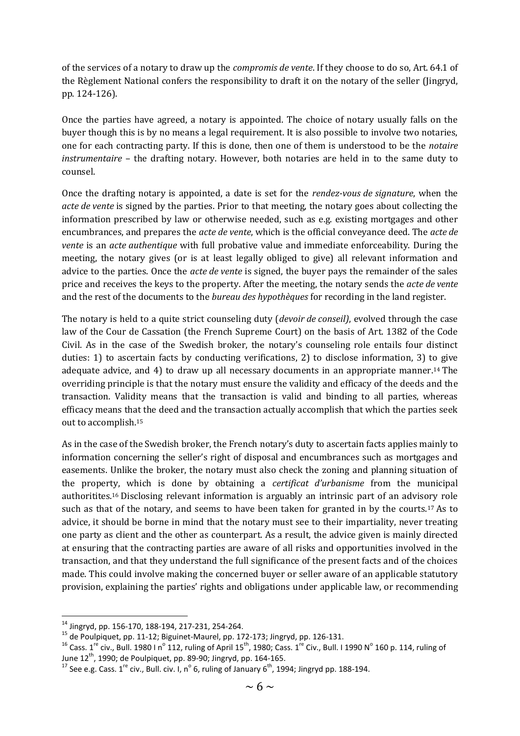of the services of a notary to draw up the *compromis de vente*. If they choose to do so, Art. 64.1 of the Règlement National confers the responsibility to draft it on the notary of the seller (Jingryd, pp. 124-126).

Once the parties have agreed, a notary is appointed. The choice of notary usually falls on the buyer though this is by no means a legal requirement. It is also possible to involve two notaries, one for each contracting party. If this is done, then one of them is understood to be the *notaire instrumentaire* – the drafting notary. However, both notaries are held in to the same duty to counsel.

Once the drafting notary is appointed, a date is set for the *rendez-vous de signature*, when the *acte de vente* is signed by the parties. Prior to that meeting, the notary goes about collecting the information prescribed by law or otherwise needed, such as e.g. existing mortgages and other encumbrances, and prepares the *acte de vente*, which is the official conveyance deed. The *acte de vente* is an *acte authentique* with full probative value and immediate enforceability. During the meeting, the notary gives (or is at least legally obliged to give) all relevant information and advice to the parties. Once the *acte de vente* is signed, the buyer pays the remainder of the sales price and receives the keys to the property. After the meeting, the notary sends the *acte de vente* and the rest of the documents to the *bureau des hypothèques* for recording in the land register.

The notary is held to a quite strict counseling duty (*devoir de conseil)*, evolved through the case law of the Cour de Cassation (the French Supreme Court) on the basis of Art. 1382 of the Code Civil. As in the case of the Swedish broker, the notary's counseling role entails four distinct duties: 1) to ascertain facts by conducting verifications, 2) to disclose information, 3) to give adequate advice, and 4) to draw up all necessary documents in an appropriate manner.[14] The overriding principle is that the notary must ensure the validity and efficacy of the deeds and the transaction. Validity means that the transaction is valid and binding to all parties, whereas efficacy means that the deed and the transaction actually accomplish that which the parties seek out to accomplish.[15]

As in the case of the Swedish broker, the French notary's duty to ascertain facts applies mainly to information concerning the seller's right of disposal and encumbrances such as mortgages and easements. Unlike the broker, the notary must also check the zoning and planning situation of the property, which is done by obtaining a *certificat d'urbanisme* from the municipal authoritites.[16] Disclosing relevant information is arguably an intrinsic part of an advisory role such as that of the notary, and seems to have been taken for granted in by the courts.[17] As to advice, it should be borne in mind that the notary must see to their impartiality, never treating one party as client and the other as counterpart. As a result, the advice given is mainly directed at ensuring that the contracting parties are aware of all risks and opportunities involved in the transaction, and that they understand the full significance of the present facts and of the choices made. This could involve making the concerned buyer or seller aware of an applicable statutory provision, explaining the parties' rights and obligations under applicable law, or recommending

---

[14] Jingryd, pp. 156-170, 188-194, 217-231, 254-264.

[15] de Poulpiquet, pp. 11-12; Biguinet-Maurel, pp. 172-173; Jingryd, pp. 126-131.

[16] Cass. 1re civ., Bull. 1980 I n° 112, ruling of April 15th, 1980; Cass. 1re Civ., Bull. I 1990 N° 160 p. 114, ruling of June 12th, 1990; de Poulpiquet, pp. 89-90; Jingryd, pp. 164-165.

[17] See e.g. Cass. 1re civ., Bull. civ. I, n° 6, ruling of January 6th, 1994; Jingryd pp. 188-194.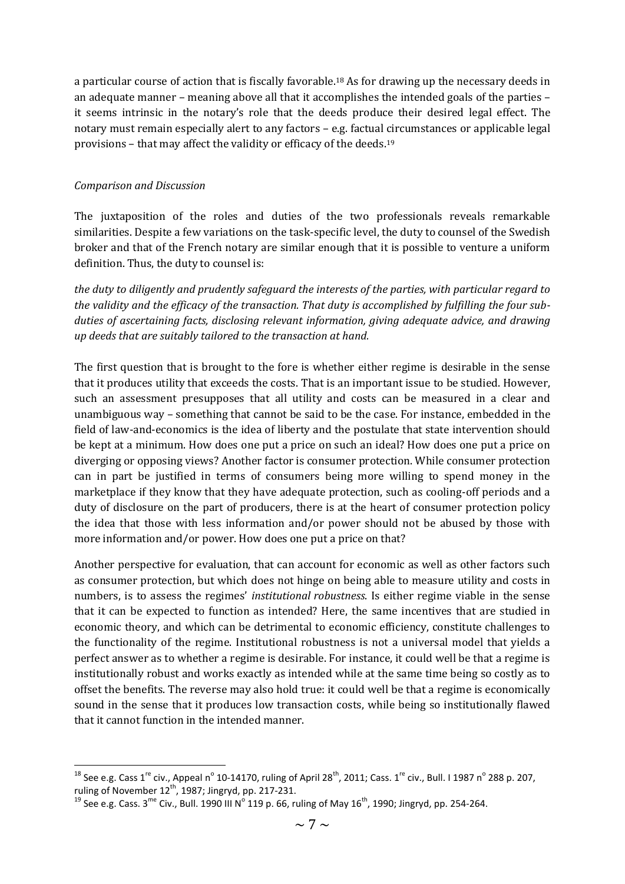a particular course of action that is fiscally favorable.[18] As for drawing up the necessary deeds in an adequate manner – meaning above all that it accomplishes the intended goals of the parties – it seems intrinsic in the notary's role that the deeds produce their desired legal effect. The notary must remain especially alert to any factors – e.g. factual circumstances or applicable legal provisions – that may affect the validity or efficacy of the deeds.[19]

*Comparison and Discussion*

The juxtaposition of the roles and duties of the two professionals reveals remarkable similarities. Despite a few variations on the task-specific level, the duty to counsel of the Swedish broker and that of the French notary are similar enough that it is possible to venture a uniform definition. Thus, the duty to counsel is:

*the duty to diligently and prudently safeguard the interests of the parties, with particular regard to the validity and the efficacy of the transaction. That duty is accomplished by fulfilling the four sub-duties of ascertaining facts, disclosing relevant information, giving adequate advice, and drawing up deeds that are suitably tailored to the transaction at hand.*

The first question that is brought to the fore is whether either regime is desirable in the sense that it produces utility that exceeds the costs. That is an important issue to be studied. However, such an assessment presupposes that all utility and costs can be measured in a clear and unambiguous way – something that cannot be said to be the case. For instance, embedded in the field of law-and-economics is the idea of liberty and the postulate that state intervention should be kept at a minimum. How does one put a price on such an ideal? How does one put a price on diverging or opposing views? Another factor is consumer protection. While consumer protection can in part be justified in terms of consumers being more willing to spend money in the marketplace if they know that they have adequate protection, such as cooling-off periods and a duty of disclosure on the part of producers, there is at the heart of consumer protection policy the idea that those with less information and/or power should not be abused by those with more information and/or power. How does one put a price on that?

Another perspective for evaluation, that can account for economic as well as other factors such as consumer protection, but which does not hinge on being able to measure utility and costs in numbers, is to assess the regimes' *institutional robustness*. Is either regime viable in the sense that it can be expected to function as intended? Here, the same incentives that are studied in economic theory, and which can be detrimental to economic efficiency, constitute challenges to the functionality of the regime. Institutional robustness is not a universal model that yields a perfect answer as to whether a regime is desirable. For instance, it could well be that a regime is institutionally robust and works exactly as intended while at the same time being so costly as to offset the benefits. The reverse may also hold true: it could well be that a regime is economically sound in the sense that it produces low transaction costs, while being so institutionally flawed that it cannot function in the intended manner.

---

[18] See e.g. Cass 1[re] civ., Appeal n° 10-14170, ruling of April 28[th], 2011; Cass. 1[re] civ., Bull. I 1987 n° 288 p. 207, ruling of November 12[th], 1987; Jingryd, pp. 217-231.

[19] See e.g. Cass. 3[me] Civ., Bull. 1990 III N° 119 p. 66, ruling of May 16[th], 1990; Jingryd, pp. 254-264.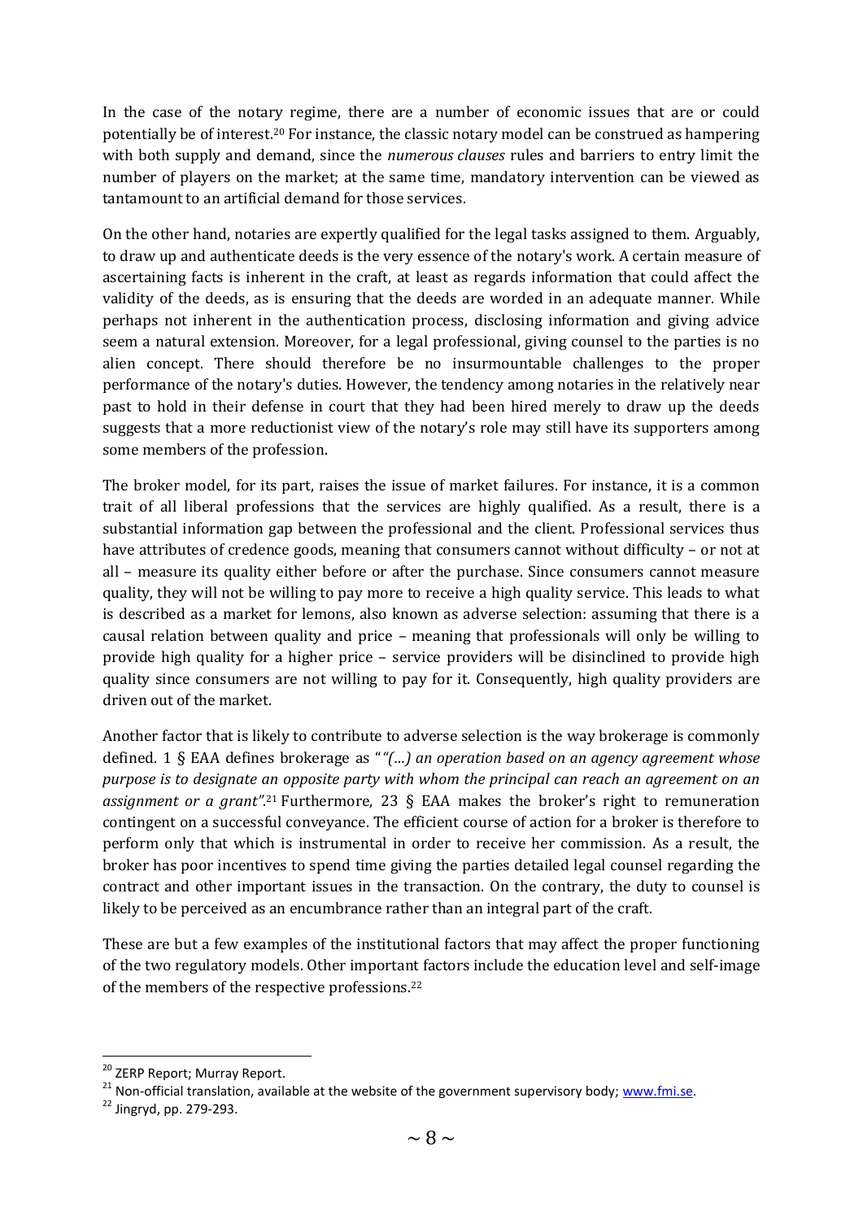In the case of the notary regime, there are a number of economic issues that are or could potentially be of interest.[20] For instance, the classic notary model can be construed as hampering with both supply and demand, since the *numerous clauses* rules and barriers to entry limit the number of players on the market; at the same time, mandatory intervention can be viewed as tantamount to an artificial demand for those services.

On the other hand, notaries are expertly qualified for the legal tasks assigned to them. Arguably, to draw up and authenticate deeds is the very essence of the notary's work. A certain measure of ascertaining facts is inherent in the craft, at least as regards information that could affect the validity of the deeds, as is ensuring that the deeds are worded in an adequate manner. While perhaps not inherent in the authentication process, disclosing information and giving advice seem a natural extension. Moreover, for a legal professional, giving counsel to the parties is no alien concept. There should therefore be no insurmountable challenges to the proper performance of the notary's duties. However, the tendency among notaries in the relatively near past to hold in their defense in court that they had been hired merely to draw up the deeds suggests that a more reductionist view of the notary's role may still have its supporters among some members of the profession.

The broker model, for its part, raises the issue of market failures. For instance, it is a common trait of all liberal professions that the services are highly qualified. As a result, there is a substantial information gap between the professional and the client. Professional services thus have attributes of credence goods, meaning that consumers cannot without difficulty – or not at all – measure its quality either before or after the purchase. Since consumers cannot measure quality, they will not be willing to pay more to receive a high quality service. This leads to what is described as a market for lemons, also known as adverse selection: assuming that there is a causal relation between quality and price – meaning that professionals will only be willing to provide high quality for a higher price – service providers will be disinclined to provide high quality since consumers are not willing to pay for it. Consequently, high quality providers are driven out of the market.

Another factor that is likely to contribute to adverse selection is the way brokerage is commonly defined. 1 § EAA defines brokerage as "*"(…) an operation based on an agency agreement whose purpose is to designate an opposite party with whom the principal can reach an agreement on an assignment or a grant"*.[21] Furthermore, 23 § EAA makes the broker's right to remuneration contingent on a successful conveyance. The efficient course of action for a broker is therefore to perform only that which is instrumental in order to receive her commission. As a result, the broker has poor incentives to spend time giving the parties detailed legal counsel regarding the contract and other important issues in the transaction. On the contrary, the duty to counsel is likely to be perceived as an encumbrance rather than an integral part of the craft.

These are but a few examples of the institutional factors that may affect the proper functioning of the two regulatory models. Other important factors include the education level and self-image of the members of the respective professions.[22]

---

[20] ZERP Report; Murray Report.

[21] Non-official translation, available at the website of the government supervisory body; www.fmi.se.

[22] Jingryd, pp. 279-293.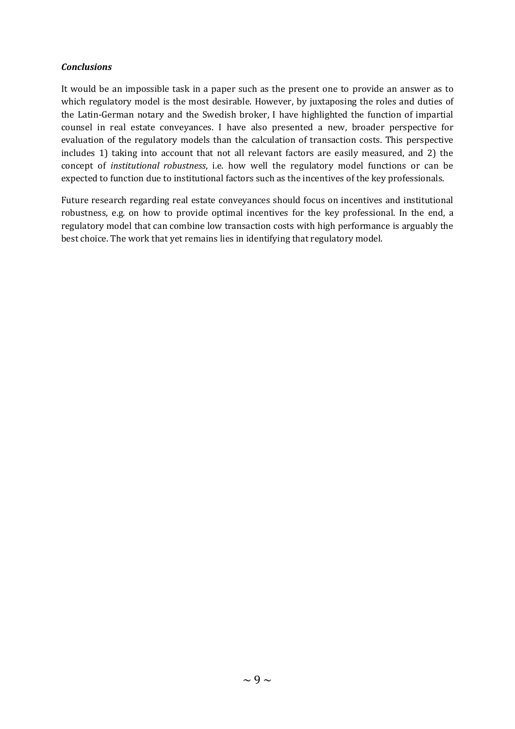### *Conclusions*

It would be an impossible task in a paper such as the present one to provide an answer as to which regulatory model is the most desirable. However, by juxtaposing the roles and duties of the Latin-German notary and the Swedish broker, I have highlighted the function of impartial counsel in real estate conveyances. I have also presented a new, broader perspective for evaluation of the regulatory models than the calculation of transaction costs. This perspective includes 1) taking into account that not all relevant factors are easily measured, and 2) the concept of *institutional robustness*, i.e. how well the regulatory model functions or can be expected to function due to institutional factors such as the incentives of the key professionals.

Future research regarding real estate conveyances should focus on incentives and institutional robustness, e.g. on how to provide optimal incentives for the key professional. In the end, a regulatory model that can combine low transaction costs with high performance is arguably the best choice. The work that yet remains lies in identifying that regulatory model.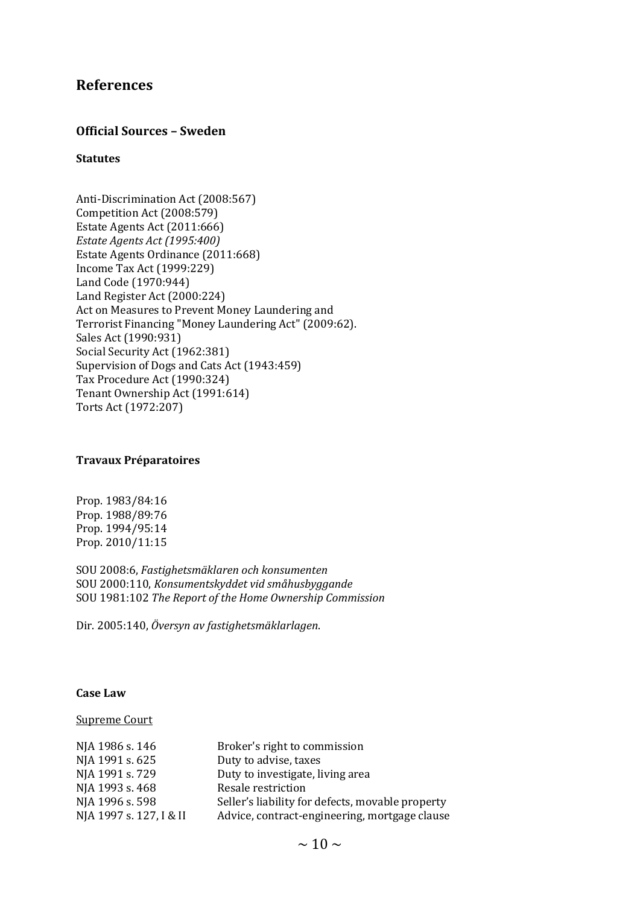# References

## Official Sources – Sweden

### Statutes

Anti-Discrimination Act (2008:567)
Competition Act (2008:579)
Estate Agents Act (2011:666)
*Estate Agents Act (1995:400)*
Estate Agents Ordinance (2011:668)
Income Tax Act (1999:229)
Land Code (1970:944)
Land Register Act (2000:224)
Act on Measures to Prevent Money Laundering and Terrorist Financing "Money Laundering Act" (2009:62).
Sales Act (1990:931)
Social Security Act (1962:381)
Supervision of Dogs and Cats Act (1943:459)
Tax Procedure Act (1990:324)
Tenant Ownership Act (1991:614)
Torts Act (1972:207)

### Travaux Préparatoires

Prop. 1983/84:16
Prop. 1988/89:76
Prop. 1994/95:14
Prop. 2010/11:15

SOU 2008:6, *Fastighetsmäklaren och konsumenten*
SOU 2000:110, *Konsumentskyddet vid småhusbyggande*
SOU 1981:102 *The Report of the Home Ownership Commission*

Dir. 2005:140, *Översyn av fastighetsmäklarlagen*.

### Case Law

<u>Supreme Court</u>

| | |
|---|---|
| NJA 1986 s. 146 | Broker's right to commission |
| NJA 1991 s. 625 | Duty to advise, taxes |
| NJA 1991 s. 729 | Duty to investigate, living area |
| NJA 1993 s. 468 | Resale restriction |
| NJA 1996 s. 598 | Seller's liability for defects, movable property |
| NJA 1997 s. 127, I & II | Advice, contract-engineering, mortgage clause |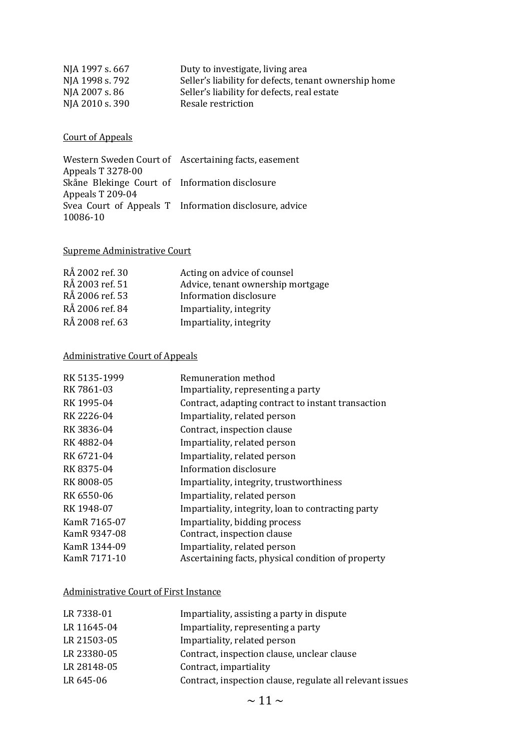| | |
|---|---|
| NJA 1997 s. 667 | Duty to investigate, living area |
| NJA 1998 s. 792 | Seller's liability for defects, tenant ownership home |
| NJA 2007 s. 86 | Seller's liability for defects, real estate |
| NJA 2010 s. 390 | Resale restriction |

Court of Appeals

| | |
|---|---|
| Western Sweden Court of Appeals T 3278-00 | Ascertaining facts, easement |
| Skåne Blekinge Court of Appeals T 209-04 | Information disclosure |
| Svea Court of Appeals T 10086-10 | Information disclosure, advice |

Supreme Administrative Court

| | |
|---|---|
| RÅ 2002 ref. 30 | Acting on advice of counsel |
| RÅ 2003 ref. 51 | Advice, tenant ownership mortgage |
| RÅ 2006 ref. 53 | Information disclosure |
| RÅ 2006 ref. 84 | Impartiality, integrity |
| RÅ 2008 ref. 63 | Impartiality, integrity |

Administrative Court of Appeals

| | |
|---|---|
| RK 5135-1999 | Remuneration method |
| RK 7861-03 | Impartiality, representing a party |
| RK 1995-04 | Contract, adapting contract to instant transaction |
| RK 2226-04 | Impartiality, related person |
| RK 3836-04 | Contract, inspection clause |
| RK 4882-04 | Impartiality, related person |
| RK 6721-04 | Impartiality, related person |
| RK 8375-04 | Information disclosure |
| RK 8008-05 | Impartiality, integrity, trustworthiness |
| RK 6550-06 | Impartiality, related person |
| RK 1948-07 | Impartiality, integrity, loan to contracting party |
| KamR 7165-07 | Impartiality, bidding process |
| KamR 9347-08 | Contract, inspection clause |
| KamR 1344-09 | Impartiality, related person |
| KamR 7171-10 | Ascertaining facts, physical condition of property |

Administrative Court of First Instance

| | |
|---|---|
| LR 7338-01 | Impartiality, assisting a party in dispute |
| LR 11645-04 | Impartiality, representing a party |
| LR 21503-05 | Impartiality, related person |
| LR 23380-05 | Contract, inspection clause, unclear clause |
| LR 28148-05 | Contract, impartiality |
| LR 645-06 | Contract, inspection clause, regulate all relevant issues |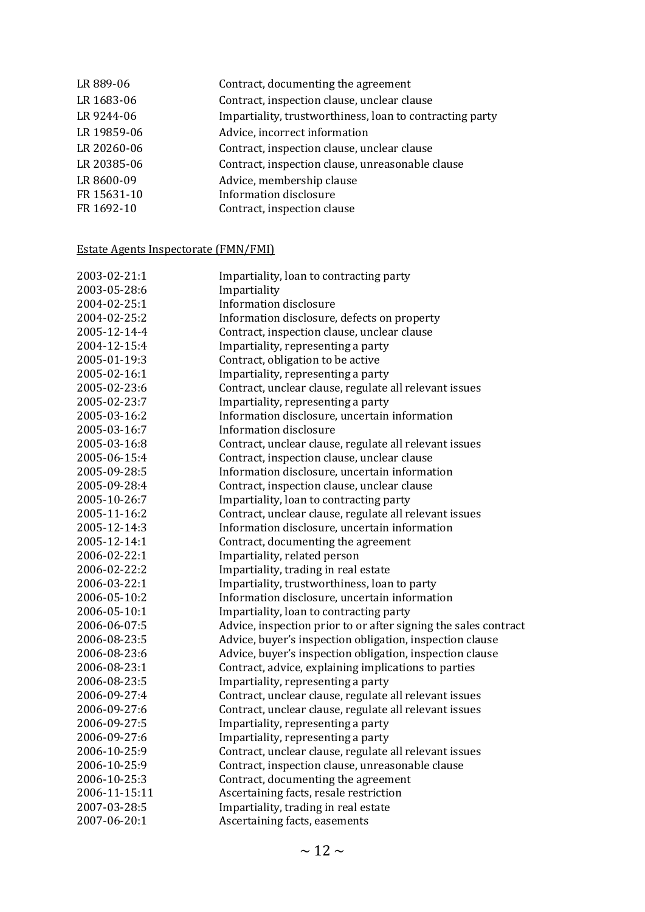| | |
|---|---|
| LR 889-06 | Contract, documenting the agreement |
| LR 1683-06 | Contract, inspection clause, unclear clause |
| LR 9244-06 | Impartiality, trustworthiness, loan to contracting party |
| LR 19859-06 | Advice, incorrect information |
| LR 20260-06 | Contract, inspection clause, unclear clause |
| LR 20385-06 | Contract, inspection clause, unreasonable clause |
| LR 8600-09 | Advice, membership clause |
| FR 15631-10 | Information disclosure |
| FR 1692-10 | Contract, inspection clause |

<u>Estate Agents Inspectorate (FMN/FMI)</u>

| | |
|---|---|
| 2003-02-21:1 | Impartiality, loan to contracting party |
| 2003-05-28:6 | Impartiality |
| 2004-02-25:1 | Information disclosure |
| 2004-02-25:2 | Information disclosure, defects on property |
| 2005-12-14-4 | Contract, inspection clause, unclear clause |
| 2004-12-15:4 | Impartiality, representing a party |
| 2005-01-19:3 | Contract, obligation to be active |
| 2005-02-16:1 | Impartiality, representing a party |
| 2005-02-23:6 | Contract, unclear clause, regulate all relevant issues |
| 2005-02-23:7 | Impartiality, representing a party |
| 2005-03-16:2 | Information disclosure, uncertain information |
| 2005-03-16:7 | Information disclosure |
| 2005-03-16:8 | Contract, unclear clause, regulate all relevant issues |
| 2005-06-15:4 | Contract, inspection clause, unclear clause |
| 2005-09-28:5 | Information disclosure, uncertain information |
| 2005-09-28:4 | Contract, inspection clause, unclear clause |
| 2005-10-26:7 | Impartiality, loan to contracting party |
| 2005-11-16:2 | Contract, unclear clause, regulate all relevant issues |
| 2005-12-14:3 | Information disclosure, uncertain information |
| 2005-12-14:1 | Contract, documenting the agreement |
| 2006-02-22:1 | Impartiality, related person |
| 2006-02-22:2 | Impartiality, trading in real estate |
| 2006-03-22:1 | Impartiality, trustworthiness, loan to party |
| 2006-05-10:2 | Information disclosure, uncertain information |
| 2006-05-10:1 | Impartiality, loan to contracting party |
| 2006-06-07:5 | Advice, inspection prior to or after signing the sales contract |
| 2006-08-23:5 | Advice, buyer's inspection obligation, inspection clause |
| 2006-08-23:6 | Advice, buyer's inspection obligation, inspection clause |
| 2006-08-23:1 | Contract, advice, explaining implications to parties |
| 2006-08-23:5 | Impartiality, representing a party |
| 2006-09-27:4 | Contract, unclear clause, regulate all relevant issues |
| 2006-09-27:6 | Contract, unclear clause, regulate all relevant issues |
| 2006-09-27:5 | Impartiality, representing a party |
| 2006-09-27:6 | Impartiality, representing a party |
| 2006-10-25:9 | Contract, unclear clause, regulate all relevant issues |
| 2006-10-25:9 | Contract, inspection clause, unreasonable clause |
| 2006-10-25:3 | Contract, documenting the agreement |
| 2006-11-15:11 | Ascertaining facts, resale restriction |
| 2007-03-28:5 | Impartiality, trading in real estate |
| 2007-06-20:1 | Ascertaining facts, easements |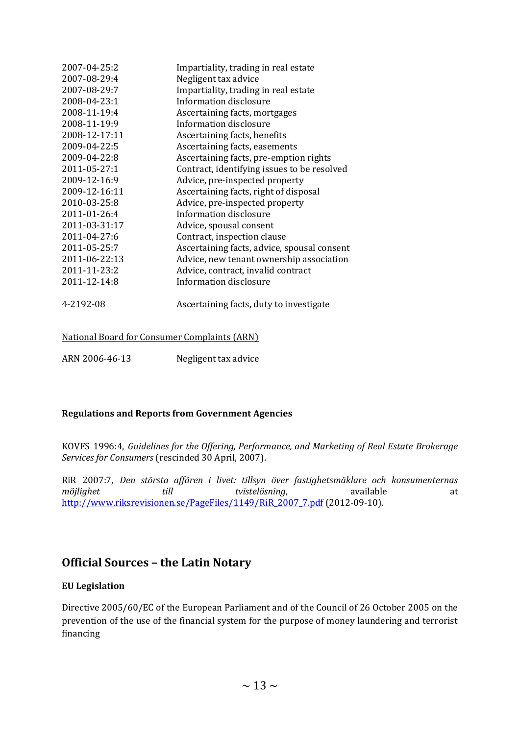| | |
|---|---|
| 2007-04-25:2 | Impartiality, trading in real estate |
| 2007-08-29:4 | Negligent tax advice |
| 2007-08-29:7 | Impartiality, trading in real estate |
| 2008-04-23:1 | Information disclosure |
| 2008-11-19:4 | Ascertaining facts, mortgages |
| 2008-11-19:9 | Information disclosure |
| 2008-12-17:11 | Ascertaining facts, benefits |
| 2009-04-22:5 | Ascertaining facts, easements |
| 2009-04-22:8 | Ascertaining facts, pre-emption rights |
| 2011-05-27:1 | Contract, identifying issues to be resolved |
| 2009-12-16:9 | Advice, pre-inspected property |
| 2009-12-16:11 | Ascertaining facts, right of disposal |
| 2010-03-25:8 | Advice, pre-inspected property |
| 2011-01-26:4 | Information disclosure |
| 2011-03-31:17 | Advice, spousal consent |
| 2011-04-27:6 | Contract, inspection clause |
| 2011-05-25:7 | Ascertaining facts, advice, spousal consent |
| 2011-06-22:13 | Advice, new tenant ownership association |
| 2011-11-23:2 | Advice, contract, invalid contract |
| 2011-12-14:8 | Information disclosure |
| | |
| 4-2192-08 | Ascertaining facts, duty to investigate |

National Board for Consumer Complaints (ARN)

| | |
|---|---|
| ARN 2006-46-13 | Negligent tax advice |

**Regulations and Reports from Government Agencies**

KOVFS 1996:4, *Guidelines for the Offering, Performance, and Marketing of Real Estate Brokerage Services for Consumers* (rescinded 30 April, 2007).

RiR 2007:7, *Den största affären i livet: tillsyn över fastighetsmäklare och konsumenternas möjlighet till tvistelösning*, available at http://www.riksrevisionen.se/PageFiles/1149/RiR_2007_7.pdf (2012-09-10).

## Official Sources – the Latin Notary

**EU Legislation**

Directive 2005/60/EC of the European Parliament and of the Council of 26 October 2005 on the prevention of the use of the financial system for the purpose of money laundering and terrorist financing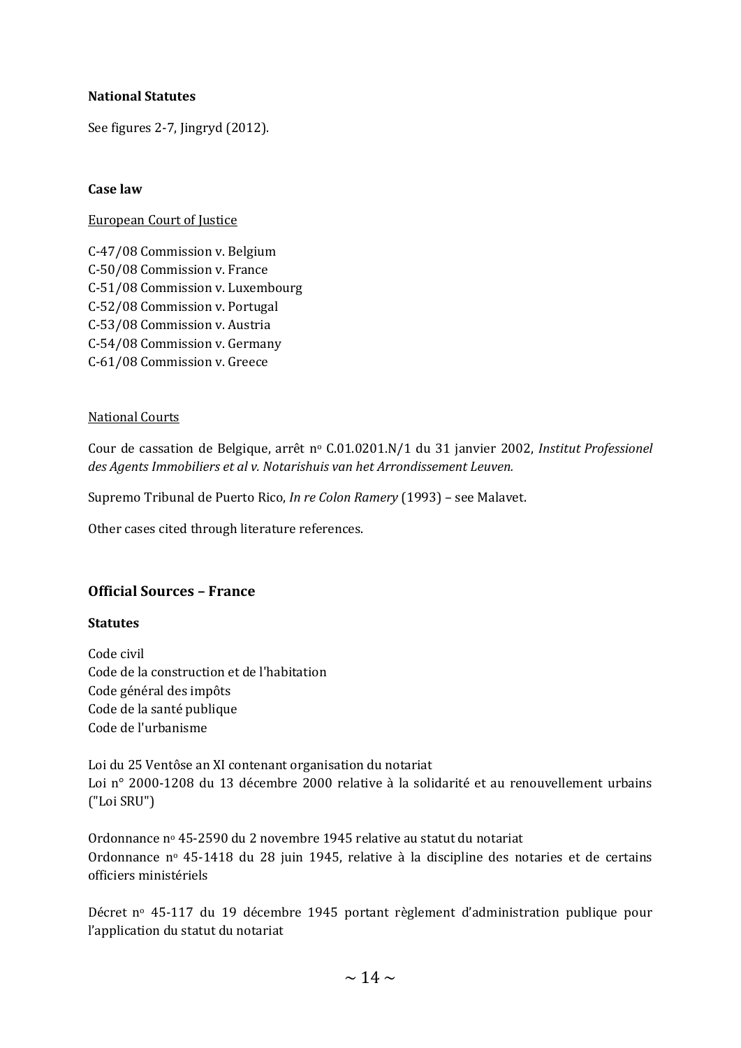**National Statutes**

See figures 2-7, Jingryd (2012).

**Case law**

European Court of Justice

C-47/08 Commission v. Belgium
C-50/08 Commission v. France
C-51/08 Commission v. Luxembourg
C-52/08 Commission v. Portugal
C-53/08 Commission v. Austria
C-54/08 Commission v. Germany
C-61/08 Commission v. Greece

National Courts

Cour de cassation de Belgique, arrêt nº C.01.0201.N/1 du 31 janvier 2002, *Institut Professionel des Agents Immobiliers et al v. Notarishuis van het Arrondissement Leuven.*

Supremo Tribunal de Puerto Rico, *In re Colon Ramery* (1993) – see Malavet.

Other cases cited through literature references.

## Official Sources – France

**Statutes**

Code civil
Code de la construction et de l'habitation
Code général des impôts
Code de la santé publique
Code de l'urbanisme

Loi du 25 Ventôse an XI contenant organisation du notariat
Loi n° 2000-1208 du 13 décembre 2000 relative à la solidarité et au renouvellement urbains ("Loi SRU")

Ordonnance nº 45-2590 du 2 novembre 1945 relative au statut du notariat
Ordonnance nº 45-1418 du 28 juin 1945, relative à la discipline des notaries et de certains officiers ministériels

Décret nº 45-117 du 19 décembre 1945 portant règlement d'administration publique pour l'application du statut du notariat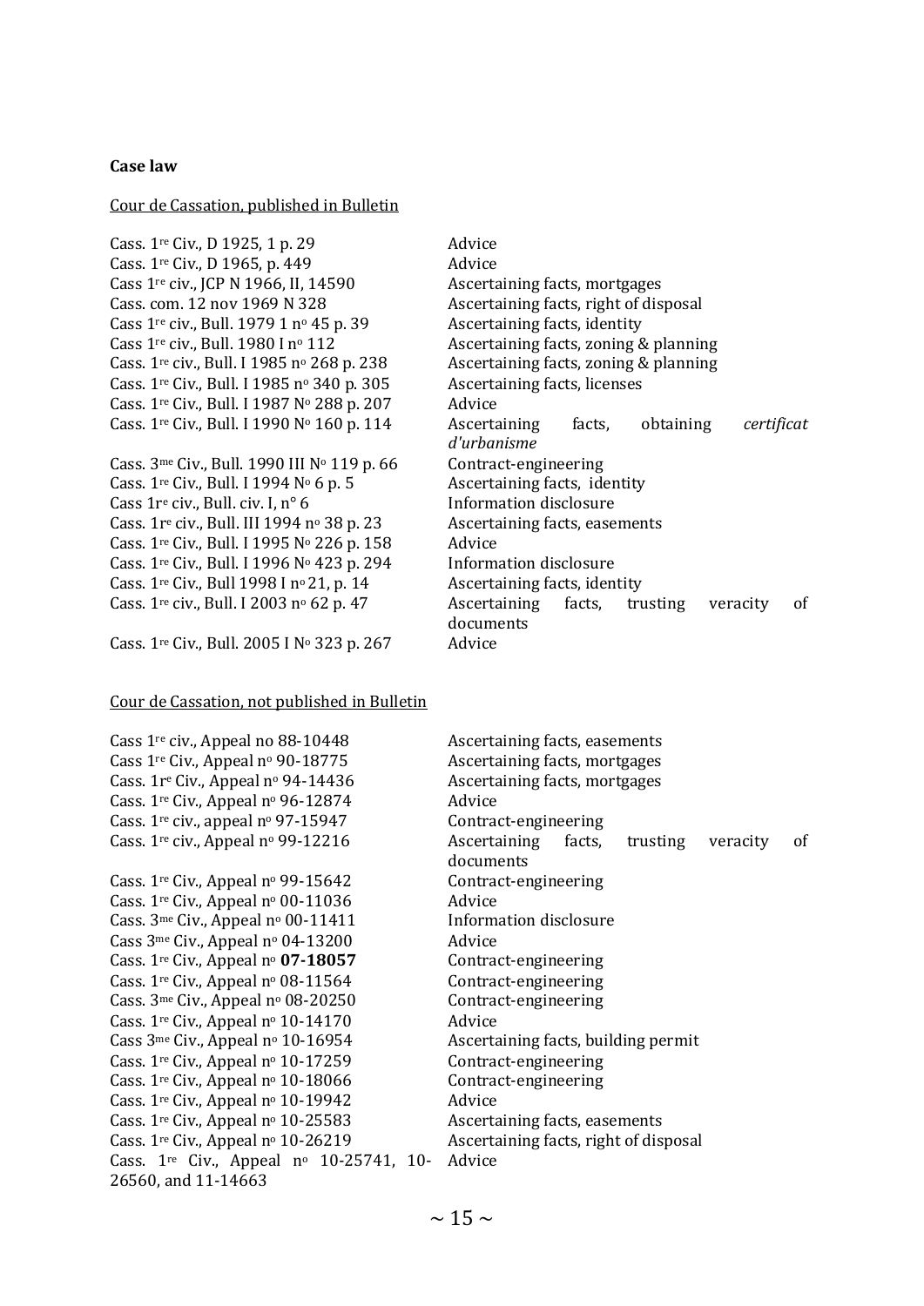**Case law**

Cour de Cassation, published in Bulletin

| | |
|---|---|
| Cass. 1re Civ., D 1925, 1 p. 29 | Advice |
| Cass. 1re Civ., D 1965, p. 449 | Advice |
| Cass 1re civ., JCP N 1966, II, 14590 | Ascertaining facts, mortgages |
| Cass. com. 12 nov 1969 N 328 | Ascertaining facts, right of disposal |
| Cass 1re civ., Bull. 1979 1 no 45 p. 39 | Ascertaining facts, identity |
| Cass 1re civ., Bull. 1980 I no 112 | Ascertaining facts, zoning & planning |
| Cass. 1re civ., Bull. I 1985 no 268 p. 238 | Ascertaining facts, zoning & planning |
| Cass. 1re Civ., Bull. I 1985 no 340 p. 305 | Ascertaining facts, licenses |
| Cass. 1re Civ., Bull. I 1987 No 288 p. 207 | Advice |
| Cass. 1re Civ., Bull. I 1990 No 160 p. 114 | Ascertaining facts, obtaining *certificat d'urbanisme* |
| Cass. 3me Civ., Bull. 1990 III No 119 p. 66 | Contract-engineering |
| Cass. 1re Civ., Bull. I 1994 No 6 p. 5 | Ascertaining facts, identity |
| Cass 1re civ., Bull. civ. I, n° 6 | Information disclosure |
| Cass. 1re civ., Bull. III 1994 no 38 p. 23 | Ascertaining facts, easements |
| Cass. 1re Civ., Bull. I 1995 No 226 p. 158 | Advice |
| Cass. 1re Civ., Bull. I 1996 No 423 p. 294 | Information disclosure |
| Cass. 1re Civ., Bull 1998 I no 21, p. 14 | Ascertaining facts, identity |
| Cass. 1re civ., Bull. I 2003 no 62 p. 47 | Ascertaining facts, trusting veracity of documents |
| Cass. 1re Civ., Bull. 2005 I No 323 p. 267 | Advice |

Cour de Cassation, not published in Bulletin

| | |
|---|---|
| Cass 1re civ., Appeal no 88-10448 | Ascertaining facts, easements |
| Cass 1re Civ., Appeal no 90-18775 | Ascertaining facts, mortgages |
| Cass. 1re Civ., Appeal no 94-14436 | Ascertaining facts, mortgages |
| Cass. 1re Civ., Appeal no 96-12874 | Advice |
| Cass. 1re civ., appeal no 97-15947 | Contract-engineering |
| Cass. 1re civ., Appeal no 99-12216 | Ascertaining facts, trusting veracity of documents |
| Cass. 1re Civ., Appeal no 99-15642 | Contract-engineering |
| Cass. 1re Civ., Appeal no 00-11036 | Advice |
| Cass. 3me Civ., Appeal no 00-11411 | Information disclosure |
| Cass 3me Civ., Appeal no 04-13200 | Advice |
| Cass. 1re Civ., Appeal no **07-18057** | Contract-engineering |
| Cass. 1re Civ., Appeal no 08-11564 | Contract-engineering |
| Cass. 3me Civ., Appeal no 08-20250 | Contract-engineering |
| Cass. 1re Civ., Appeal no 10-14170 | Advice |
| Cass 3me Civ., Appeal no 10-16954 | Ascertaining facts, building permit |
| Cass. 1re Civ., Appeal no 10-17259 | Contract-engineering |
| Cass. 1re Civ., Appeal no 10-18066 | Contract-engineering |
| Cass. 1re Civ., Appeal no 10-19942 | Advice |
| Cass. 1re Civ., Appeal no 10-25583 | Ascertaining facts, easements |
| Cass. 1re Civ., Appeal no 10-26219 | Ascertaining facts, right of disposal |
| Cass. 1re Civ., Appeal no 10-25741, 10-26560, and 11-14663 | Advice |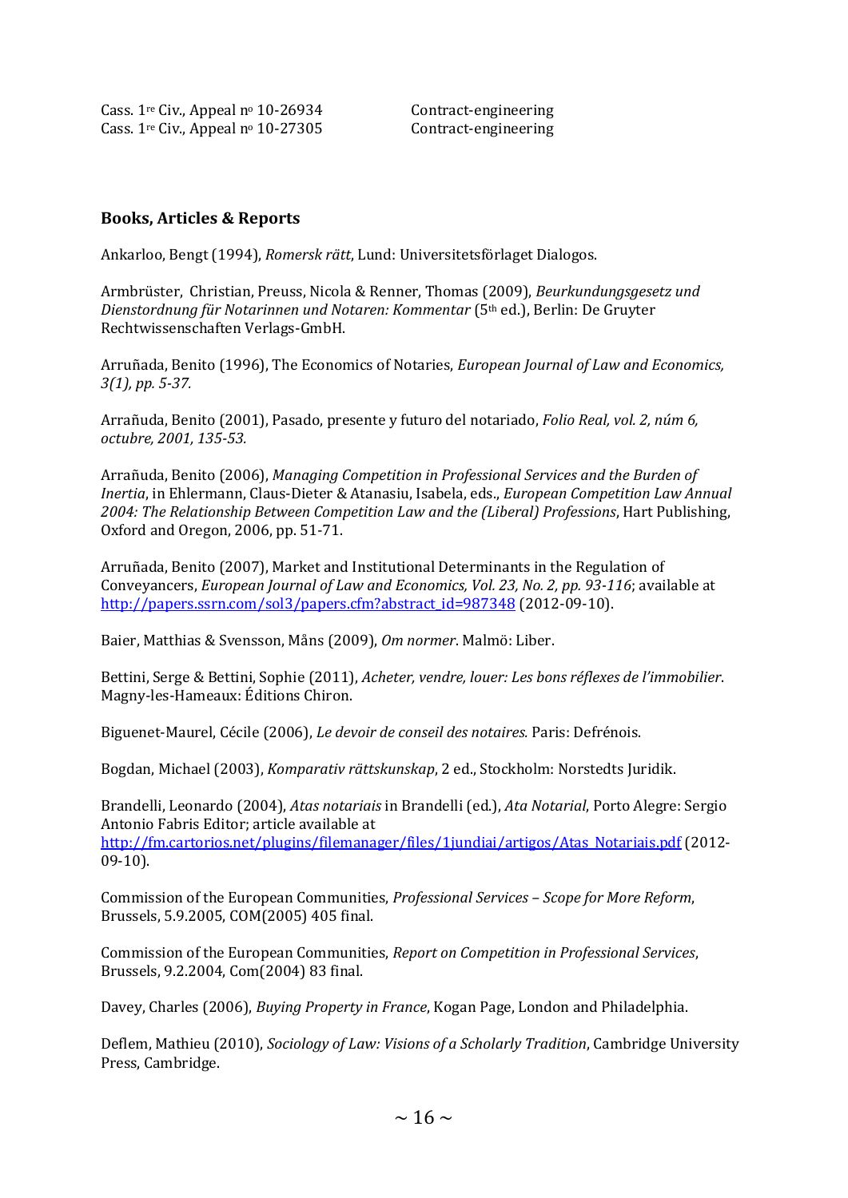| | |
|---|---|
| Cass. 1re Civ., Appeal no 10-26934 | Contract-engineering |
| Cass. 1re Civ., Appeal no 10-27305 | Contract-engineering |

### Books, Articles & Reports

Ankarloo, Bengt (1994), *Romersk rätt*, Lund: Universitetsförlaget Dialogos.

Armbrüster, Christian, Preuss, Nicola & Renner, Thomas (2009), *Beurkundungsgesetz und Dienstordnung für Notarinnen und Notaren: Kommentar* (5th ed.), Berlin: De Gruyter Rechtwissenschaften Verlags-GmbH.

Arruñada, Benito (1996), The Economics of Notaries, *European Journal of Law and Economics, 3(1), pp. 5-37.*

Arrañuda, Benito (2001), Pasado, presente y futuro del notariado, *Folio Real, vol. 2, núm 6, octubre, 2001, 135-53.*

Arrañuda, Benito (2006), *Managing Competition in Professional Services and the Burden of Inertia*, in Ehlermann, Claus-Dieter & Atanasiu, Isabela, eds., *European Competition Law Annual 2004: The Relationship Between Competition Law and the (Liberal) Professions*, Hart Publishing, Oxford and Oregon, 2006, pp. 51-71.

Arruñada, Benito (2007), Market and Institutional Determinants in the Regulation of Conveyancers, *European Journal of Law and Economics, Vol. 23, No. 2, pp. 93-116*; available at http://papers.ssrn.com/sol3/papers.cfm?abstract_id=987348 (2012-09-10).

Baier, Matthias & Svensson, Måns (2009), *Om normer*. Malmö: Liber.

Bettini, Serge & Bettini, Sophie (2011), *Acheter, vendre, louer: Les bons réflexes de l'immobilier*. Magny-les-Hameaux: Éditions Chiron.

Biguenet-Maurel, Cécile (2006), *Le devoir de conseil des notaires.* Paris: Defrénois.

Bogdan, Michael (2003), *Komparativ rättskunskap*, 2 ed., Stockholm: Norstedts Juridik.

Brandelli, Leonardo (2004), *Atas notariais* in Brandelli (ed.), *Ata Notarial*, Porto Alegre: Sergio Antonio Fabris Editor; article available at http://fm.cartorios.net/plugins/filemanager/files/1jundiai/artigos/Atas_Notariais.pdf (2012-09-10).

Commission of the European Communities, *Professional Services – Scope for More Reform*, Brussels, 5.9.2005, COM(2005) 405 final.

Commission of the European Communities, *Report on Competition in Professional Services*, Brussels, 9.2.2004, Com(2004) 83 final.

Davey, Charles (2006), *Buying Property in France*, Kogan Page, London and Philadelphia.

Deflem, Mathieu (2010), *Sociology of Law: Visions of a Scholarly Tradition*, Cambridge University Press, Cambridge.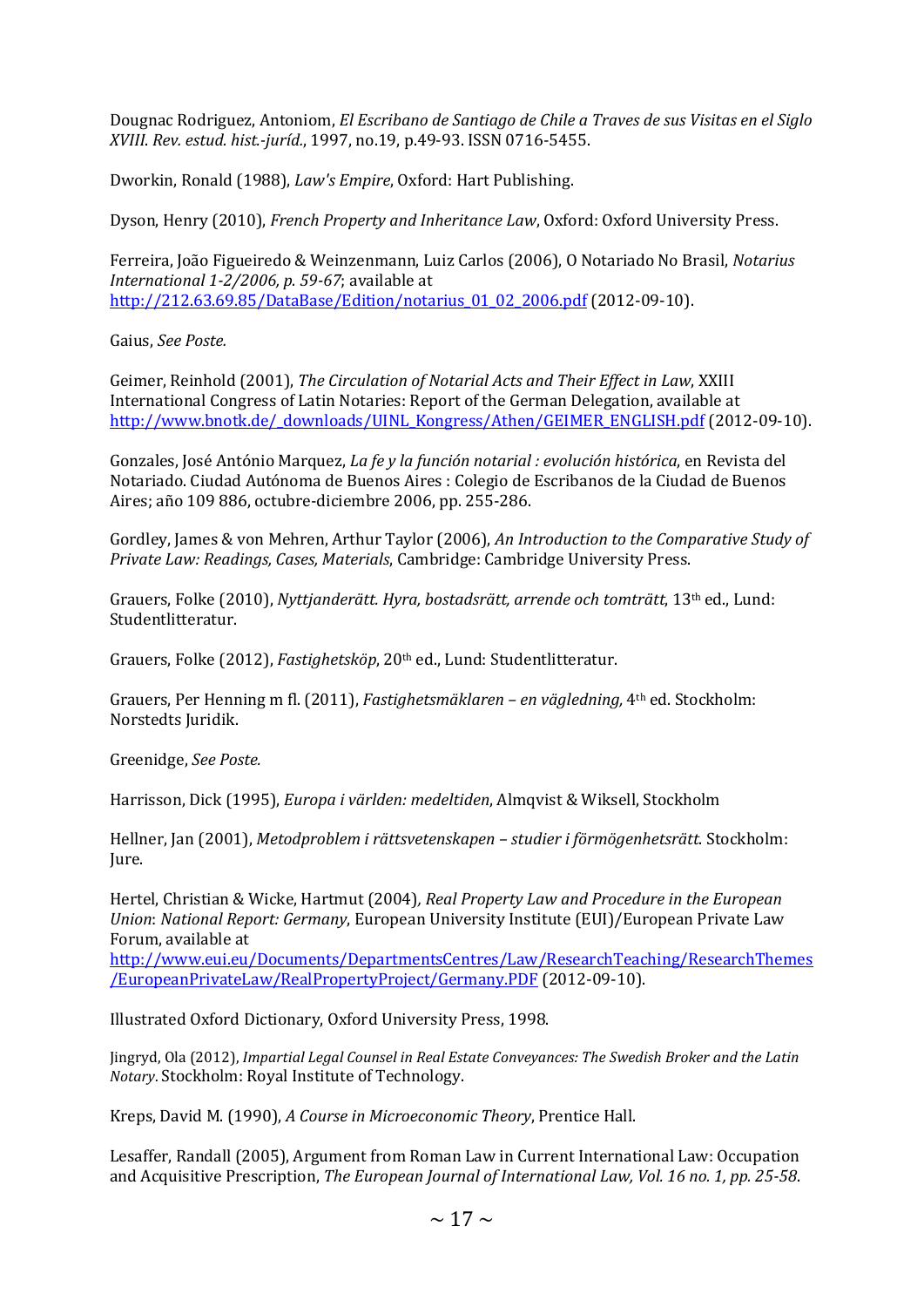Dougnac Rodriguez, Antoniom, *El Escribano de Santiago de Chile a Traves de sus Visitas en el Siglo XVIII. Rev. estud. hist.-juríd.*, 1997, no.19, p.49-93. ISSN 0716-5455.

Dworkin, Ronald (1988), *Law's Empire*, Oxford: Hart Publishing.

Dyson, Henry (2010), *French Property and Inheritance Law*, Oxford: Oxford University Press.

Ferreira, João Figueiredo & Weinzenmann, Luiz Carlos (2006), O Notariado No Brasil, *Notarius International 1-2/2006, p. 59-67*; available at http://212.63.69.85/DataBase/Edition/notarius_01_02_2006.pdf (2012-09-10).

Gaius, *See Poste.*

Geimer, Reinhold (2001), *The Circulation of Notarial Acts and Their Effect in Law*, XXIII International Congress of Latin Notaries: Report of the German Delegation, available at http://www.bnotk.de/_downloads/UINL_Kongress/Athen/GEIMER_ENGLISH.pdf (2012-09-10).

Gonzales, José António Marquez, *La fe y la función notarial : evolución histórica*, en Revista del Notariado. Ciudad Autónoma de Buenos Aires : Colegio de Escribanos de la Ciudad de Buenos Aires; año 109 886, octubre-diciembre 2006, pp. 255-286.

Gordley, James & von Mehren, Arthur Taylor (2006), *An Introduction to the Comparative Study of Private Law: Readings, Cases, Materials*, Cambridge: Cambridge University Press.

Grauers, Folke (2010), *Nyttjanderätt. Hyra, bostadsrätt, arrende och tomträtt*, 13th ed., Lund: Studentlitteratur.

Grauers, Folke (2012), *Fastighetsköp*, 20th ed., Lund: Studentlitteratur.

Grauers, Per Henning m fl. (2011), *Fastighetsmäklaren – en vägledning,* 4th ed. Stockholm: Norstedts Juridik.

Greenidge, *See Poste.*

Harrisson, Dick (1995), *Europa i världen: medeltiden*, Almqvist & Wiksell, Stockholm

Hellner, Jan (2001), *Metodproblem i rättsvetenskapen – studier i förmögenhetsrätt*. Stockholm: Jure.

Hertel, Christian & Wicke, Hartmut (2004), *Real Property Law and Procedure in the European Union*: *National Report: Germany*, European University Institute (EUI)/European Private Law Forum, available at http://www.eui.eu/Documents/DepartmentsCentres/Law/ResearchTeaching/ResearchThemes/EuropeanPrivateLaw/RealPropertyProject/Germany.PDF (2012-09-10).

Illustrated Oxford Dictionary, Oxford University Press, 1998.

Jingryd, Ola (2012), *Impartial Legal Counsel in Real Estate Conveyances: The Swedish Broker and the Latin Notary*. Stockholm: Royal Institute of Technology.

Kreps, David M. (1990), *A Course in Microeconomic Theory*, Prentice Hall.

Lesaffer, Randall (2005), Argument from Roman Law in Current International Law: Occupation and Acquisitive Prescription, *The European Journal of International Law, Vol. 16 no. 1, pp. 25-58*.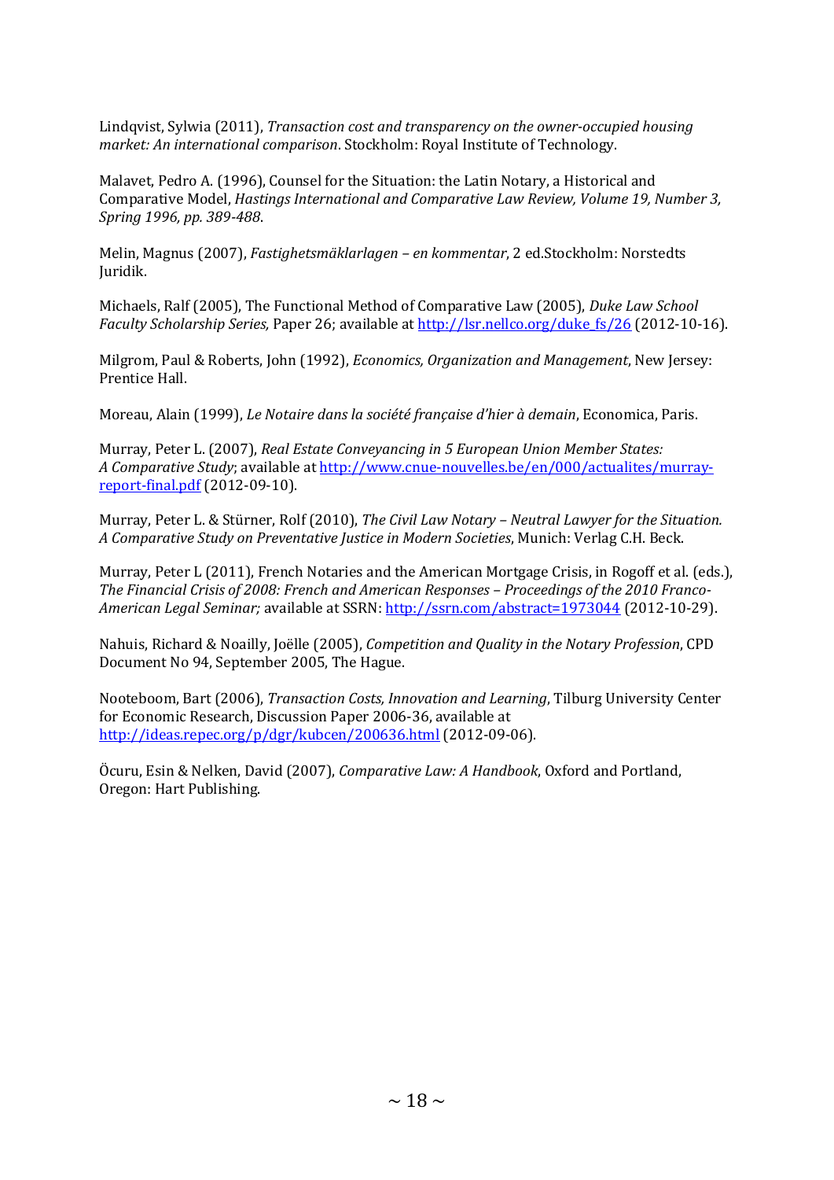Lindqvist, Sylwia (2011), *Transaction cost and transparency on the owner-occupied housing market: An international comparison*. Stockholm: Royal Institute of Technology.

Malavet, Pedro A. (1996), Counsel for the Situation: the Latin Notary, a Historical and Comparative Model, *Hastings International and Comparative Law Review, Volume 19, Number 3, Spring 1996, pp. 389-488*.

Melin, Magnus (2007), *Fastighetsmäklarlagen – en kommentar*, 2 ed.Stockholm: Norstedts Juridik.

Michaels, Ralf (2005), The Functional Method of Comparative Law (2005), *Duke Law School Faculty Scholarship Series,* Paper 26; available at http://lsr.nellco.org/duke_fs/26 (2012-10-16).

Milgrom, Paul & Roberts, John (1992), *Economics, Organization and Management*, New Jersey: Prentice Hall.

Moreau, Alain (1999), *Le Notaire dans la société française d'hier à demain*, Economica, Paris.

Murray, Peter L. (2007), *Real Estate Conveyancing in 5 European Union Member States: A Comparative Study*; available at http://www.cnue-nouvelles.be/en/000/actualites/murray-report-final.pdf (2012-09-10).

Murray, Peter L. & Stürner, Rolf (2010), *The Civil Law Notary – Neutral Lawyer for the Situation. A Comparative Study on Preventative Justice in Modern Societies*, Munich: Verlag C.H. Beck.

Murray, Peter L (2011), French Notaries and the American Mortgage Crisis, in Rogoff et al. (eds.), *The Financial Crisis of 2008: French and American Responses – Proceedings of the 2010 Franco-American Legal Seminar;* available at SSRN: http://ssrn.com/abstract=1973044 (2012-10-29).

Nahuis, Richard & Noailly, Joëlle (2005), *Competition and Quality in the Notary Profession*, CPD Document No 94, September 2005, The Hague.

Nooteboom, Bart (2006), *Transaction Costs, Innovation and Learning*, Tilburg University Center for Economic Research, Discussion Paper 2006-36, available at http://ideas.repec.org/p/dgr/kubcen/200636.html (2012-09-06).

Öcuru, Esin & Nelken, David (2007), *Comparative Law: A Handbook*, Oxford and Portland, Oregon: Hart Publishing.